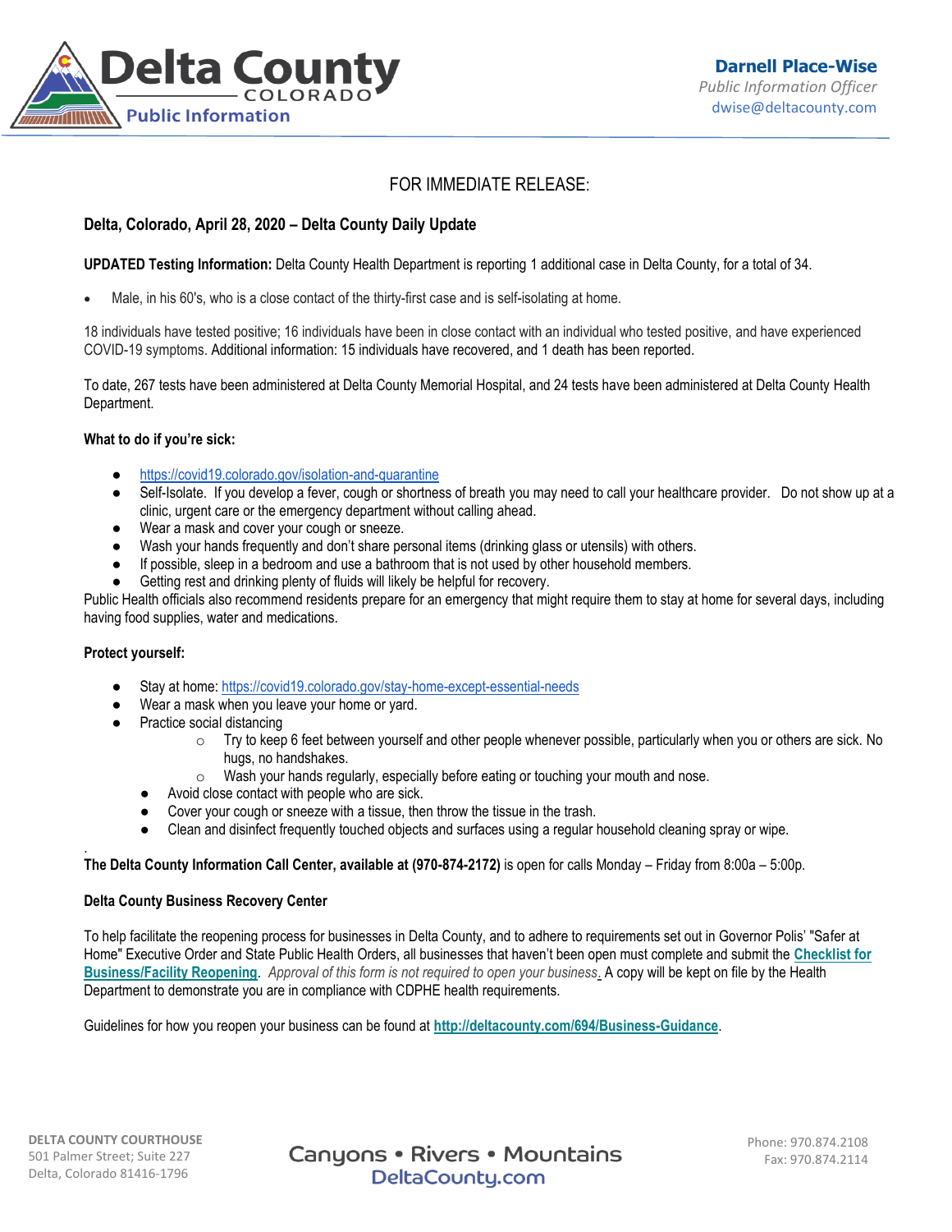Delta County COLORADO Public Information

**Darnell Place-Wise**
*Public Information Officer*
dwise@deltacounty.com

FOR IMMEDIATE RELEASE:

## Delta, Colorado, April 28, 2020 – Delta County Daily Update

**UPDATED Testing Information:** Delta County Health Department is reporting 1 additional case in Delta County, for a total of 34.

- Male, in his 60's, who is a close contact of the thirty-first case and is self-isolating at home.

18 individuals have tested positive; 16 individuals have been in close contact with an individual who tested positive, and have experienced COVID-19 symptoms. Additional information: 15 individuals have recovered, and 1 death has been reported.

To date, 267 tests have been administered at Delta County Memorial Hospital, and 24 tests have been administered at Delta County Health Department.

**What to do if you're sick:**

- https://covid19.colorado.gov/isolation-and-quarantine
- Self-Isolate. If you develop a fever, cough or shortness of breath you may need to call your healthcare provider. Do not show up at a clinic, urgent care or the emergency department without calling ahead.
- Wear a mask and cover your cough or sneeze.
- Wash your hands frequently and don't share personal items (drinking glass or utensils) with others.
- If possible, sleep in a bedroom and use a bathroom that is not used by other household members.
- Getting rest and drinking plenty of fluids will likely be helpful for recovery.

Public Health officials also recommend residents prepare for an emergency that might require them to stay at home for several days, including having food supplies, water and medications.

**Protect yourself:**

- Stay at home: https://covid19.colorado.gov/stay-home-except-essential-needs
- Wear a mask when you leave your home or yard.
- Practice social distancing
  - Try to keep 6 feet between yourself and other people whenever possible, particularly when you or others are sick. No hugs, no handshakes.
  - Wash your hands regularly, especially before eating or touching your mouth and nose.
- Avoid close contact with people who are sick.
- Cover your cough or sneeze with a tissue, then throw the tissue in the trash.
- Clean and disinfect frequently touched objects and surfaces using a regular household cleaning spray or wipe.

**The Delta County Information Call Center, available at (970-874-2172)** is open for calls Monday – Friday from 8:00a – 5:00p.

**Delta County Business Recovery Center**

To help facilitate the reopening process for businesses in Delta County, and to adhere to requirements set out in Governor Polis' "Safer at Home" Executive Order and State Public Health Orders, all businesses that haven't been open must complete and submit the **Checklist for Business/Facility Reopening**. *Approval of this form is not required to open your business.* A copy will be kept on file by the Health Department to demonstrate you are in compliance with CDPHE health requirements.

Guidelines for how you reopen your business can be found at **http://deltacounty.com/694/Business-Guidance**.

DELTA COUNTY COURTHOUSE
501 Palmer Street; Suite 227
Delta, Colorado 81416-1796

Canyons • Rivers • Mountains
DeltaCounty.com

Phone: 970.874.2108
Fax: 970.874.2114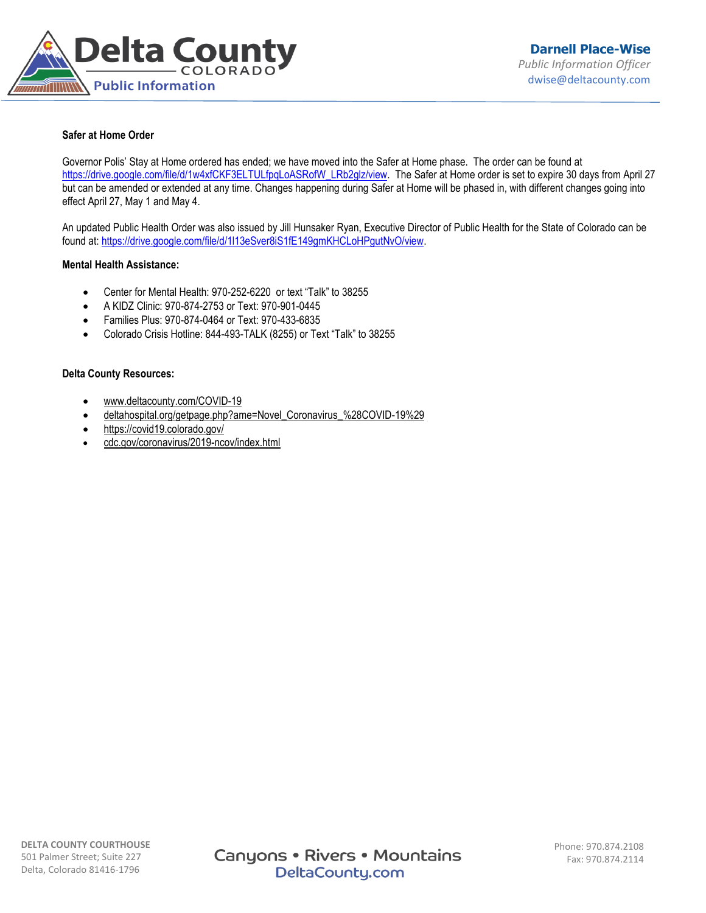**Safer at Home Order**

Governor Polis' Stay at Home ordered has ended; we have moved into the Safer at Home phase. The order can be found at https://drive.google.com/file/d/1w4xfCKF3ELTULfpqLoASRofW_LRb2glz/view. The Safer at Home order is set to expire 30 days from April 27 but can be amended or extended at any time. Changes happening during Safer at Home will be phased in, with different changes going into effect April 27, May 1 and May 4.

An updated Public Health Order was also issued by Jill Hunsaker Ryan, Executive Director of Public Health for the State of Colorado can be found at: https://drive.google.com/file/d/1l13eSver8iS1fE149gmKHCLoHPgutNvO/view.

**Mental Health Assistance:**

- Center for Mental Health: 970-252-6220 or text "Talk" to 38255
- A KIDZ Clinic: 970-874-2753 or Text: 970-901-0445
- Families Plus: 970-874-0464 or Text: 970-433-6835
- Colorado Crisis Hotline: 844-493-TALK (8255) or Text "Talk" to 38255

**Delta County Resources:**

- www.deltacounty.com/COVID-19
- deltahospital.org/getpage.php?ame=Novel_Coronavirus_%28COVID-19%29
- https://covid19.colorado.gov/
- cdc.gov/coronavirus/2019-ncov/index.html